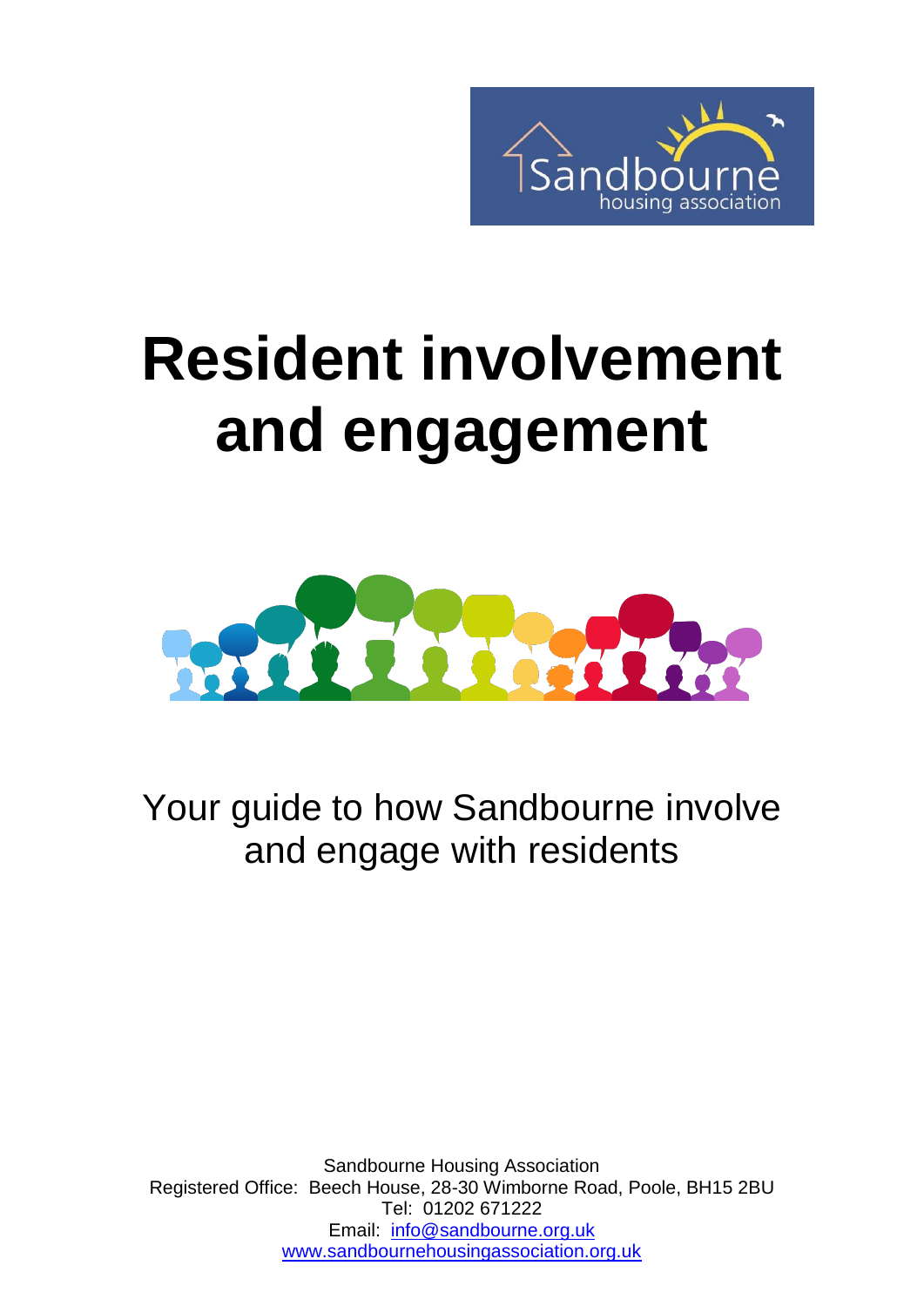# Resident involvement and engagement

Your guide to how Sandbourne involve and engage with residents

Sandbourne Housing Association
Registered Office: Beech House, 28-30 Wimborne Road, Poole, BH15 2BU
Tel: 01202 671222
Email: info@sandbourne.org.uk
www.sandbournehousingassociation.org.uk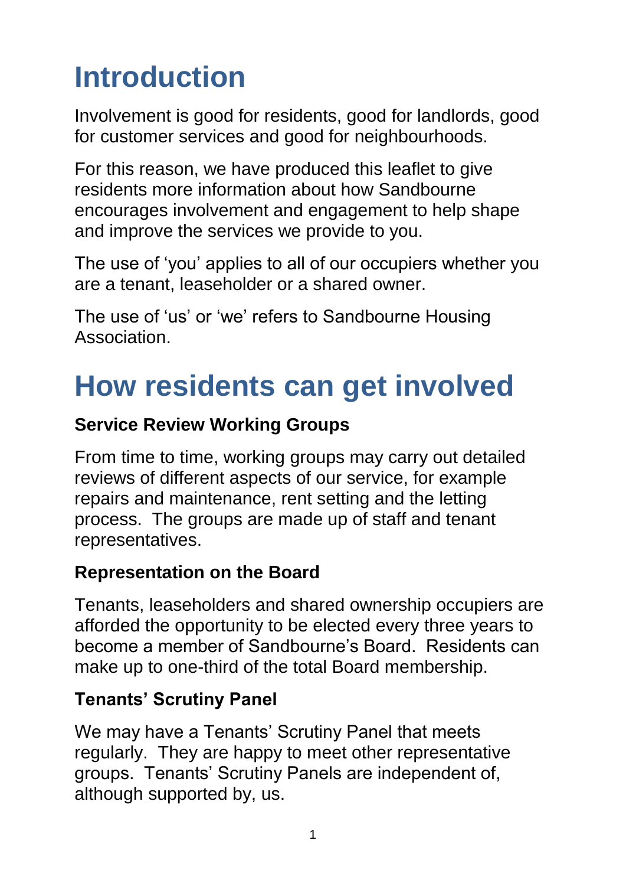# Introduction

Involvement is good for residents, good for landlords, good for customer services and good for neighbourhoods.

For this reason, we have produced this leaflet to give residents more information about how Sandbourne encourages involvement and engagement to help shape and improve the services we provide to you.

The use of ‘you’ applies to all of our occupiers whether you are a tenant, leaseholder or a shared owner.

The use of ‘us’ or ‘we’ refers to Sandbourne Housing Association.

# How residents can get involved

**Service Review Working Groups**

From time to time, working groups may carry out detailed reviews of different aspects of our service, for example repairs and maintenance, rent setting and the letting process. The groups are made up of staff and tenant representatives.

**Representation on the Board**

Tenants, leaseholders and shared ownership occupiers are afforded the opportunity to be elected every three years to become a member of Sandbourne’s Board. Residents can make up to one-third of the total Board membership.

**Tenants’ Scrutiny Panel**

We may have a Tenants’ Scrutiny Panel that meets regularly. They are happy to meet other representative groups. Tenants’ Scrutiny Panels are independent of, although supported by, us.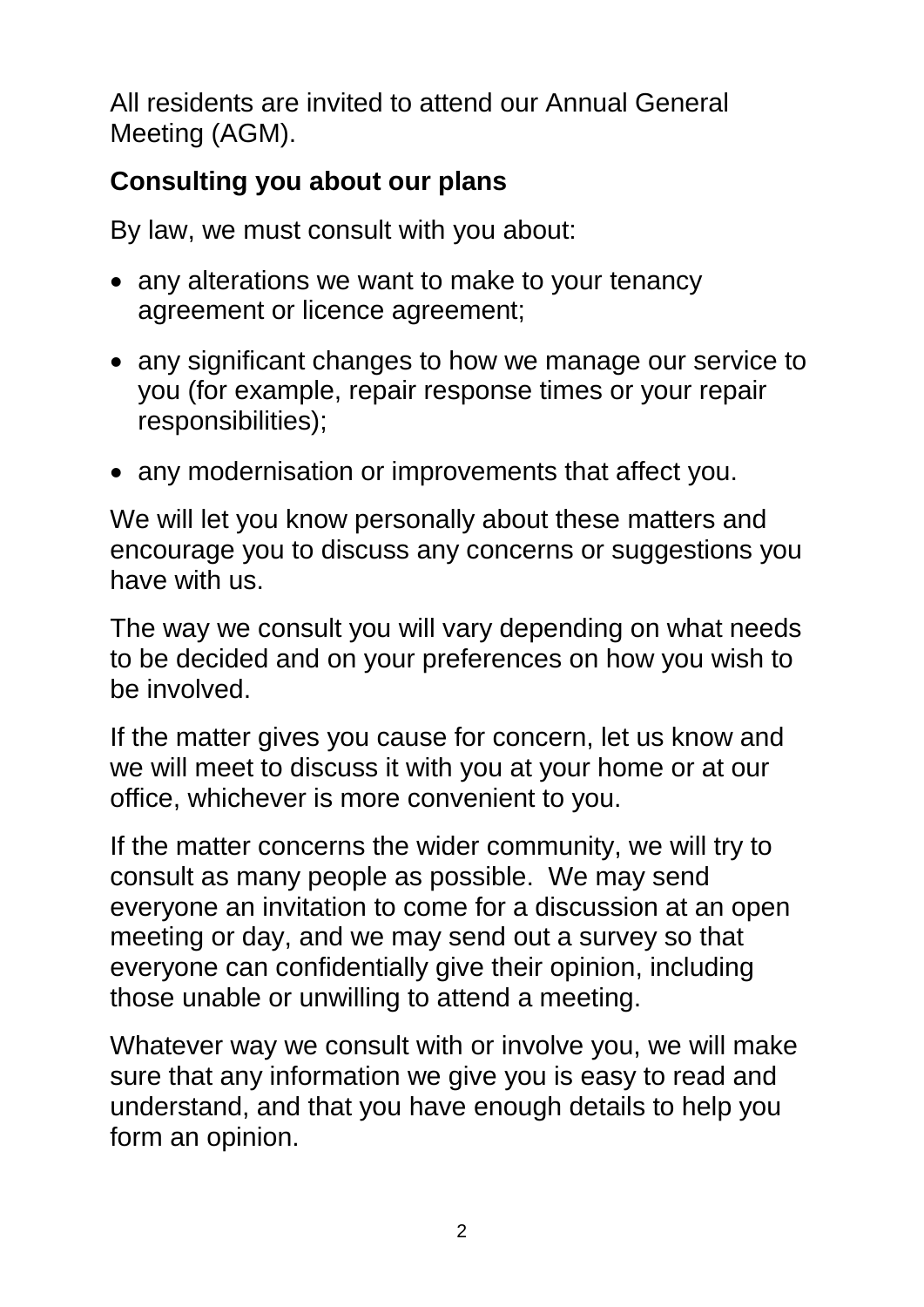All residents are invited to attend our Annual General Meeting (AGM).

## Consulting you about our plans

By law, we must consult with you about:

- any alterations we want to make to your tenancy agreement or licence agreement;
- any significant changes to how we manage our service to you (for example, repair response times or your repair responsibilities);
- any modernisation or improvements that affect you.

We will let you know personally about these matters and encourage you to discuss any concerns or suggestions you have with us.

The way we consult you will vary depending on what needs to be decided and on your preferences on how you wish to be involved.

If the matter gives you cause for concern, let us know and we will meet to discuss it with you at your home or at our office, whichever is more convenient to you.

If the matter concerns the wider community, we will try to consult as many people as possible. We may send everyone an invitation to come for a discussion at an open meeting or day, and we may send out a survey so that everyone can confidentially give their opinion, including those unable or unwilling to attend a meeting.

Whatever way we consult with or involve you, we will make sure that any information we give you is easy to read and understand, and that you have enough details to help you form an opinion.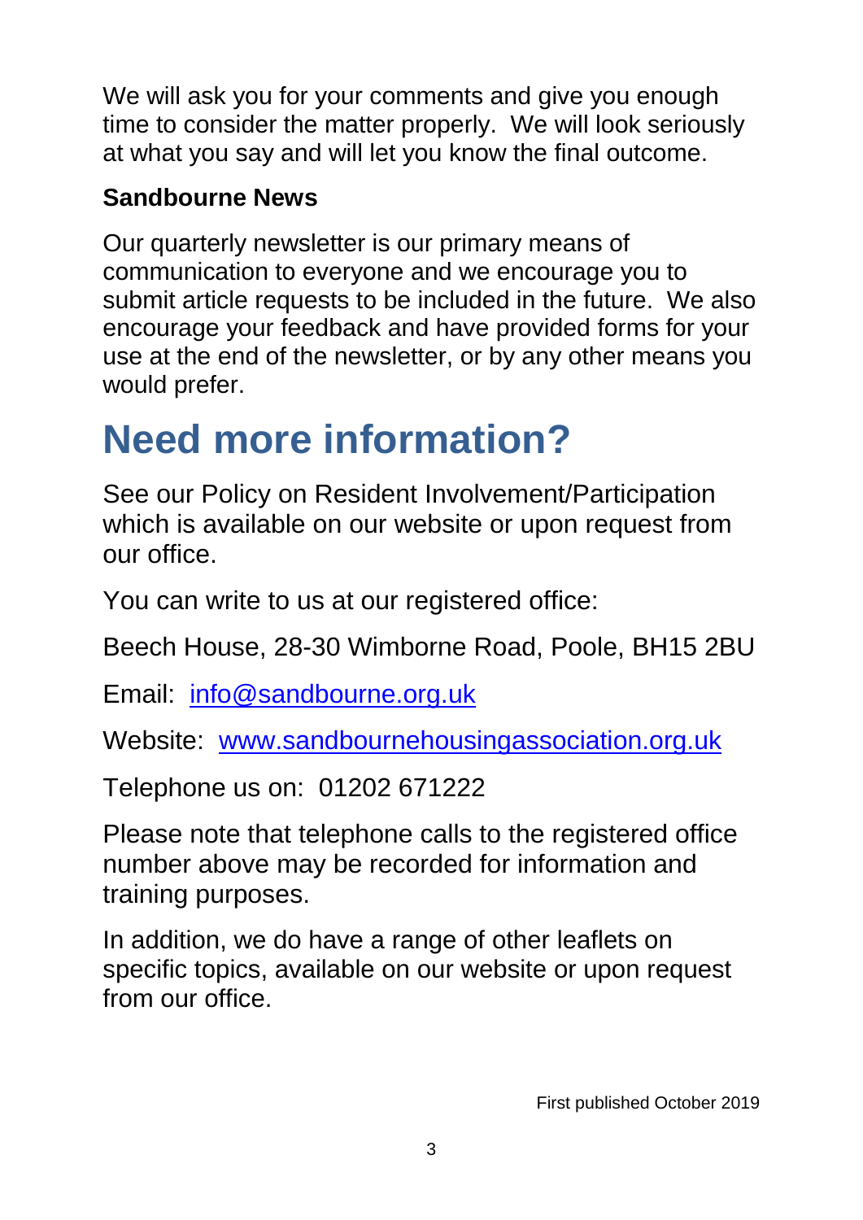We will ask you for your comments and give you enough time to consider the matter properly. We will look seriously at what you say and will let you know the final outcome.

**Sandbourne News**

Our quarterly newsletter is our primary means of communication to everyone and we encourage you to submit article requests to be included in the future. We also encourage your feedback and have provided forms for your use at the end of the newsletter, or by any other means you would prefer.

# Need more information?

See our Policy on Resident Involvement/Participation which is available on our website or upon request from our office.

You can write to us at our registered office:

Beech House, 28-30 Wimborne Road, Poole, BH15 2BU

Email: [info@sandbourne.org.uk](mailto:info@sandbourne.org.uk)

Website: [www.sandbournehousingassociation.org.uk](http://www.sandbournehousingassociation.org.uk)

Telephone us on: 01202 671222

Please note that telephone calls to the registered office number above may be recorded for information and training purposes.

In addition, we do have a range of other leaflets on specific topics, available on our website or upon request from our office.

First published October 2019